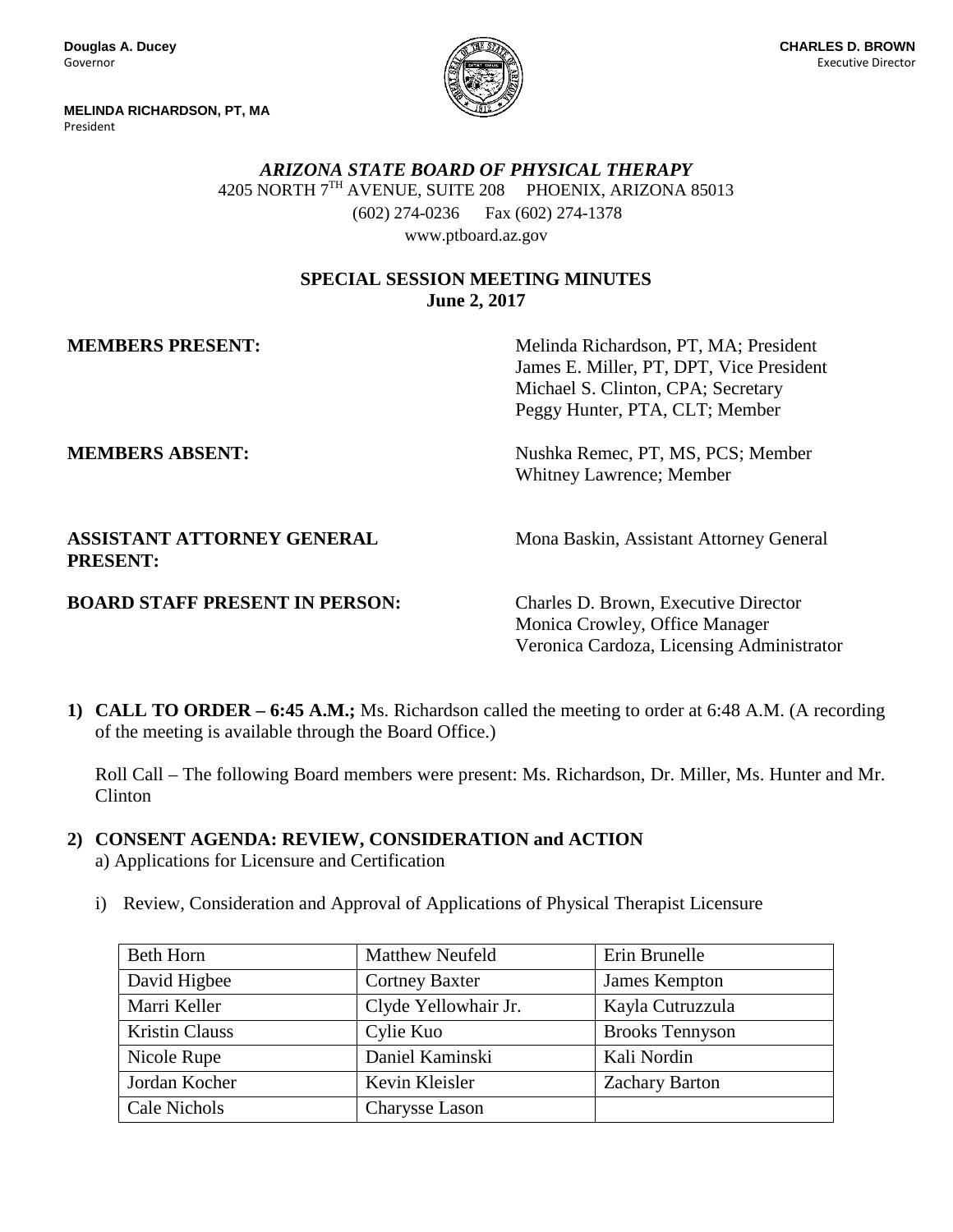**Douglas A. Ducey**
Governor

**CHARLES D. BROWN**
Executive Director

**MELINDA RICHARDSON, PT, MA**
President

***ARIZONA STATE BOARD OF PHYSICAL THERAPY***

4205 NORTH 7TH AVENUE, SUITE 208 PHOENIX, ARIZONA 85013

(602) 274-0236 Fax (602) 274-1378

www.ptboard.az.gov

**SPECIAL SESSION MEETING MINUTES**
**June 2, 2017**

**MEMBERS PRESENT:**
Melinda Richardson, PT, MA; President
James E. Miller, PT, DPT, Vice President
Michael S. Clinton, CPA; Secretary
Peggy Hunter, PTA, CLT; Member

**MEMBERS ABSENT:**
Nushka Remec, PT, MS, PCS; Member
Whitney Lawrence; Member

**ASSISTANT ATTORNEY GENERAL PRESENT:**
Mona Baskin, Assistant Attorney General

**BOARD STAFF PRESENT IN PERSON:**
Charles D. Brown, Executive Director
Monica Crowley, Office Manager
Veronica Cardoza, Licensing Administrator

1) **CALL TO ORDER – 6:45 A.M.;** Ms. Richardson called the meeting to order at 6:48 A.M. (A recording of the meeting is available through the Board Office.)

   Roll Call – The following Board members were present: Ms. Richardson, Dr. Miller, Ms. Hunter and Mr. Clinton

2) **CONSENT AGENDA: REVIEW, CONSIDERATION and ACTION**
   a) Applications for Licensure and Certification

   i) Review, Consideration and Approval of Applications of Physical Therapist Licensure

| | | |
|---|---|---|
| Beth Horn | Matthew Neufeld | Erin Brunelle |
| David Higbee | Cortney Baxter | James Kempton |
| Marri Keller | Clyde Yellowhair Jr. | Kayla Cutruzzula |
| Kristin Clauss | Cylie Kuo | Brooks Tennyson |
| Nicole Rupe | Daniel Kaminski | Kali Nordin |
| Jordan Kocher | Kevin Kleisler | Zachary Barton |
| Cale Nichols | Charysse Lason | |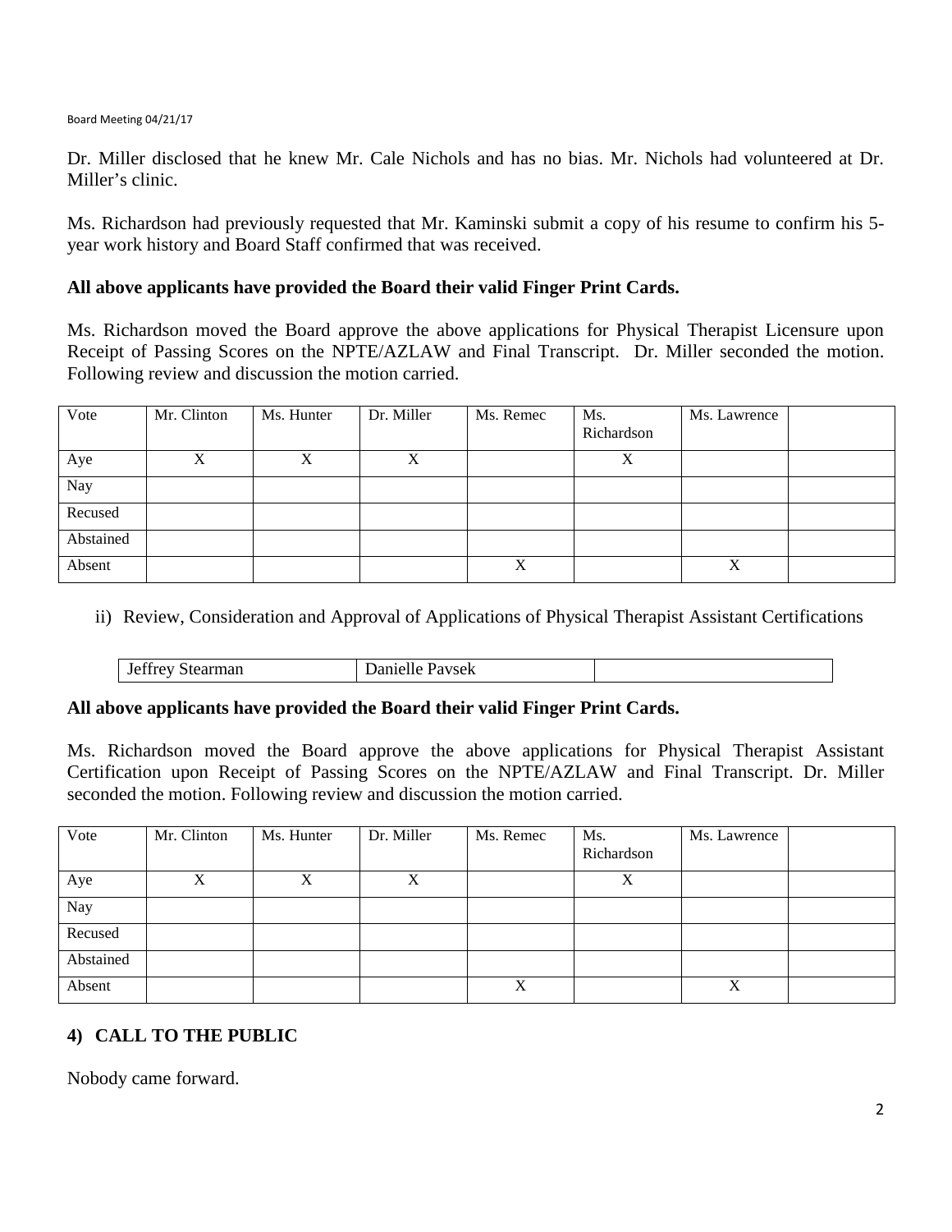Dr. Miller disclosed that he knew Mr. Cale Nichols and has no bias. Mr. Nichols had volunteered at Dr. Miller's clinic.

Ms. Richardson had previously requested that Mr. Kaminski submit a copy of his resume to confirm his 5-year work history and Board Staff confirmed that was received.

**All above applicants have provided the Board their valid Finger Print Cards.**

Ms. Richardson moved the Board approve the above applications for Physical Therapist Licensure upon Receipt of Passing Scores on the NPTE/AZLAW and Final Transcript. Dr. Miller seconded the motion. Following review and discussion the motion carried.

| Vote | Mr. Clinton | Ms. Hunter | Dr. Miller | Ms. Remec | Ms. Richardson | Ms. Lawrence | |
|---|---|---|---|---|---|---|---|
| Aye | X | X | X | | X | | |
| Nay | | | | | | | |
| Recused | | | | | | | |
| Abstained | | | | | | | |
| Absent | | | | X | | X | |

ii) Review, Consideration and Approval of Applications of Physical Therapist Assistant Certifications

| Jeffrey Stearman | Danielle Pavsek | |
|---|---|---|

**All above applicants have provided the Board their valid Finger Print Cards.**

Ms. Richardson moved the Board approve the above applications for Physical Therapist Assistant Certification upon Receipt of Passing Scores on the NPTE/AZLAW and Final Transcript. Dr. Miller seconded the motion. Following review and discussion the motion carried.

| Vote | Mr. Clinton | Ms. Hunter | Dr. Miller | Ms. Remec | Ms. Richardson | Ms. Lawrence | |
|---|---|---|---|---|---|---|---|
| Aye | X | X | X | | X | | |
| Nay | | | | | | | |
| Recused | | | | | | | |
| Abstained | | | | | | | |
| Absent | | | | X | | X | |

## 4) CALL TO THE PUBLIC

Nobody came forward.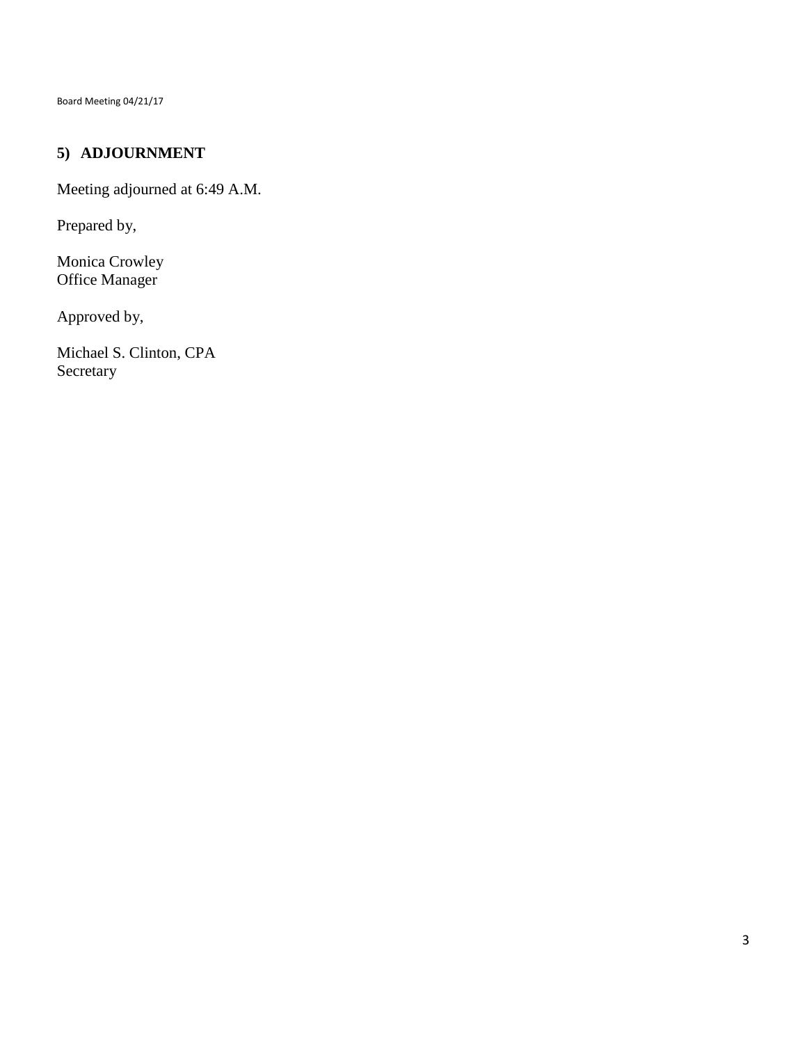## 5) ADJOURNMENT

Meeting adjourned at 6:49 A.M.

Prepared by,

Monica Crowley
Office Manager

Approved by,

Michael S. Clinton, CPA
Secretary